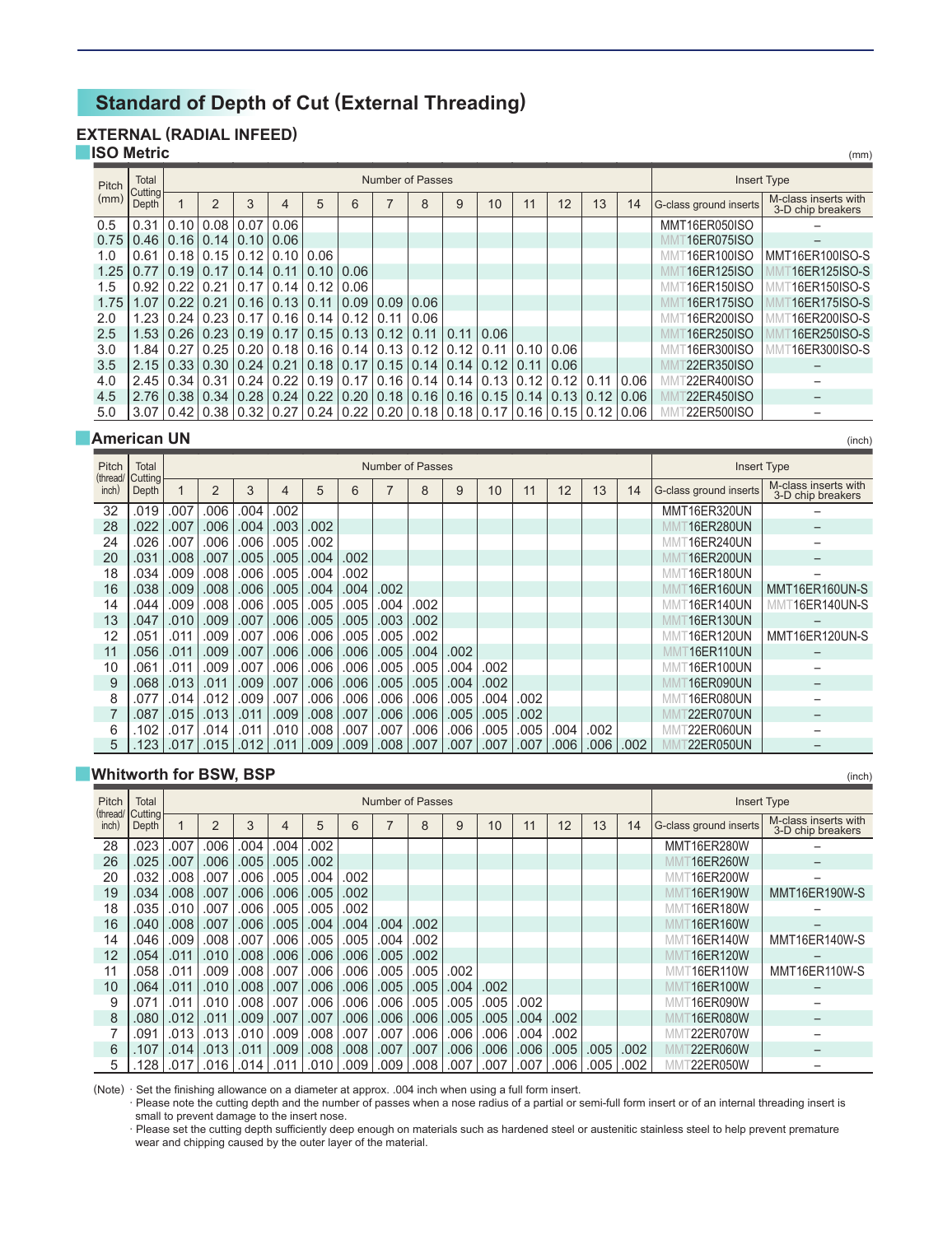## Standard of Depth of Cut (External Threading)

### EXTERNAL (RADIAL INFEED)

#### ISO Metric

(mm)

| Pitch (mm) | Total Cutting Depth | Number of Passes | | | | | | | | | | | | | | Insert Type | |
|---|---|---|---|---|---|---|---|---|---|---|---|---|---|---|---|---|---|
| | | 1 | 2 | 3 | 4 | 5 | 6 | 7 | 8 | 9 | 10 | 11 | 12 | 13 | 14 | G-class ground inserts | M-class inserts with 3-D chip breakers |
| 0.5 | 0.31 | 0.10 | 0.08 | 0.07 | 0.06 | | | | | | | | | | | MMT16ER050ISO | – |
| 0.75 | 0.46 | 0.16 | 0.14 | 0.10 | 0.06 | | | | | | | | | | | MMT16ER075ISO | – |
| 1.0 | 0.61 | 0.18 | 0.15 | 0.12 | 0.10 | 0.06 | | | | | | | | | | MMT16ER100ISO | MMT16ER100ISO-S |
| 1.25 | 0.77 | 0.19 | 0.17 | 0.14 | 0.11 | 0.10 | 0.06 | | | | | | | | | MMT16ER125ISO | MMT16ER125ISO-S |
| 1.5 | 0.92 | 0.22 | 0.21 | 0.17 | 0.14 | 0.12 | 0.06 | | | | | | | | | MMT16ER150ISO | MMT16ER150ISO-S |
| 1.75 | 1.07 | 0.22 | 0.21 | 0.16 | 0.13 | 0.11 | 0.09 | 0.09 | 0.06 | | | | | | | MMT16ER175ISO | MMT16ER175ISO-S |
| 2.0 | 1.23 | 0.24 | 0.23 | 0.17 | 0.16 | 0.14 | 0.12 | 0.11 | 0.06 | | | | | | | MMT16ER200ISO | MMT16ER200ISO-S |
| 2.5 | 1.53 | 0.26 | 0.23 | 0.19 | 0.17 | 0.15 | 0.13 | 0.12 | 0.11 | 0.11 | 0.06 | | | | | MMT16ER250ISO | MMT16ER250ISO-S |
| 3.0 | 1.84 | 0.27 | 0.25 | 0.20 | 0.18 | 0.16 | 0.14 | 0.13 | 0.12 | 0.12 | 0.11 | 0.10 | 0.06 | | | MMT16ER300ISO | MMT16ER300ISO-S |
| 3.5 | 2.15 | 0.33 | 0.30 | 0.24 | 0.21 | 0.18 | 0.17 | 0.15 | 0.14 | 0.14 | 0.12 | 0.11 | 0.06 | | | MMT22ER350ISO | – |
| 4.0 | 2.45 | 0.34 | 0.31 | 0.24 | 0.22 | 0.19 | 0.17 | 0.16 | 0.14 | 0.14 | 0.13 | 0.12 | 0.12 | 0.11 | 0.06 | MMT22ER400ISO | – |
| 4.5 | 2.76 | 0.38 | 0.34 | 0.28 | 0.24 | 0.22 | 0.20 | 0.18 | 0.16 | 0.16 | 0.15 | 0.14 | 0.13 | 0.12 | 0.06 | MMT22ER450ISO | – |
| 5.0 | 3.07 | 0.42 | 0.38 | 0.32 | 0.27 | 0.24 | 0.22 | 0.20 | 0.18 | 0.18 | 0.17 | 0.16 | 0.15 | 0.12 | 0.06 | MMT22ER500ISO | – |

#### American UN

(inch)

| Pitch (thread/inch) | Total Cutting Depth | Number of Passes | | | | | | | | | | | | | | Insert Type | |
|---|---|---|---|---|---|---|---|---|---|---|---|---|---|---|---|---|---|
| | | 1 | 2 | 3 | 4 | 5 | 6 | 7 | 8 | 9 | 10 | 11 | 12 | 13 | 14 | G-class ground inserts | M-class inserts with 3-D chip breakers |
| 32 | .019 | .007 | .006 | .004 | .002 | | | | | | | | | | | MMT16ER320UN | – |
| 28 | .022 | .007 | .006 | .004 | .003 | .002 | | | | | | | | | | MMT16ER280UN | – |
| 24 | .026 | .007 | .006 | .006 | .005 | .002 | | | | | | | | | | MMT16ER240UN | – |
| 20 | .031 | .008 | .007 | .005 | .005 | .004 | .002 | | | | | | | | | MMT16ER200UN | – |
| 18 | .034 | .009 | .008 | .006 | .005 | .004 | .002 | | | | | | | | | MMT16ER180UN | – |
| 16 | .038 | .009 | .008 | .006 | .005 | .004 | .004 | .002 | | | | | | | | MMT16ER160UN | MMT16ER160UN-S |
| 14 | .044 | .009 | .008 | .006 | .005 | .005 | .005 | .004 | .002 | | | | | | | MMT16ER140UN | MMT16ER140UN-S |
| 13 | .047 | .010 | .009 | .007 | .006 | .005 | .005 | .003 | .002 | | | | | | | MMT16ER130UN | – |
| 12 | .051 | .011 | .009 | .007 | .006 | .006 | .005 | .005 | .002 | | | | | | | MMT16ER120UN | MMT16ER120UN-S |
| 11 | .056 | .011 | .009 | .007 | .006 | .006 | .006 | .005 | .004 | .002 | | | | | | MMT16ER110UN | – |
| 10 | .061 | .011 | .009 | .007 | .006 | .006 | .006 | .005 | .005 | .004 | .002 | | | | | MMT16ER100UN | – |
| 9 | .068 | .013 | .011 | .009 | .007 | .006 | .006 | .005 | .005 | .004 | .002 | | | | | MMT16ER090UN | – |
| 8 | .077 | .014 | .012 | .009 | .007 | .006 | .006 | .006 | .006 | .005 | .004 | .002 | | | | MMT16ER080UN | – |
| 7 | .087 | .015 | .013 | .011 | .009 | .008 | .007 | .006 | .006 | .005 | .005 | .002 | | | | MMT22ER070UN | – |
| 6 | .102 | .017 | .014 | .011 | .010 | .008 | .007 | .007 | .006 | .006 | .005 | .005 | .004 | .002 | | MMT22ER060UN | – |
| 5 | .123 | .017 | .015 | .012 | .011 | .009 | .009 | .008 | .007 | .007 | .007 | .007 | .006 | .006 | .002 | MMT22ER050UN | – |

#### Whitworth for BSW, BSP

(inch)

| Pitch (thread/inch) | Total Cutting Depth | Number of Passes | | | | | | | | | | | | | | Insert Type | |
|---|---|---|---|---|---|---|---|---|---|---|---|---|---|---|---|---|---|
| | | 1 | 2 | 3 | 4 | 5 | 6 | 7 | 8 | 9 | 10 | 11 | 12 | 13 | 14 | G-class ground inserts | M-class inserts with 3-D chip breakers |
| 28 | .023 | .007 | .006 | .004 | .004 | .002 | | | | | | | | | | MMT16ER280W | – |
| 26 | .025 | .007 | .006 | .005 | .005 | .002 | | | | | | | | | | MMT16ER260W | – |
| 20 | .032 | .008 | .007 | .006 | .005 | .004 | .002 | | | | | | | | | MMT16ER200W | – |
| 19 | .034 | .008 | .007 | .006 | .006 | .005 | .002 | | | | | | | | | MMT16ER190W | MMT16ER190W-S |
| 18 | .035 | .010 | .007 | .006 | .005 | .005 | .002 | | | | | | | | | MMT16ER180W | – |
| 16 | .040 | .008 | .007 | .006 | .005 | .004 | .004 | .004 | .002 | | | | | | | MMT16ER160W | – |
| 14 | .046 | .009 | .008 | .007 | .006 | .005 | .005 | .004 | .002 | | | | | | | MMT16ER140W | MMT16ER140W-S |
| 12 | .054 | .011 | .010 | .008 | .006 | .006 | .006 | .005 | .002 | | | | | | | MMT16ER120W | – |
| 11 | .058 | .011 | .009 | .008 | .007 | .006 | .006 | .005 | .005 | .002 | | | | | | MMT16ER110W | MMT16ER110W-S |
| 10 | .064 | .011 | .010 | .008 | .007 | .006 | .006 | .005 | .005 | .004 | .002 | | | | | MMT16ER100W | – |
| 9 | .071 | .011 | .010 | .008 | .007 | .006 | .006 | .006 | .005 | .005 | .005 | .002 | | | | MMT16ER090W | – |
| 8 | .080 | .012 | .011 | .009 | .007 | .007 | .006 | .006 | .006 | .005 | .005 | .004 | .002 | | | MMT16ER080W | – |
| 7 | .091 | .013 | .013 | .010 | .009 | .008 | .007 | .007 | .006 | .006 | .006 | .004 | .002 | | | MMT22ER070W | – |
| 6 | .107 | .014 | .013 | .011 | .009 | .008 | .008 | .007 | .007 | .006 | .006 | .006 | .005 | .005 | .002 | MMT22ER060W | – |
| 5 | .128 | .017 | .016 | .014 | .011 | .010 | .009 | .009 | .008 | .007 | .007 | .007 | .006 | .005 | .002 | MMT22ER050W | – |

(Note)
- Set the finishing allowance on a diameter at approx. .004 inch when using a full form insert.
- Please note the cutting depth and the number of passes when a nose radius of a partial or semi-full form insert or of an internal threading insert is small to prevent damage to the insert nose.
- Please set the cutting depth sufficiently deep enough on materials such as hardened steel or austenitic stainless steel to help prevent premature wear and chipping caused by the outer layer of the material.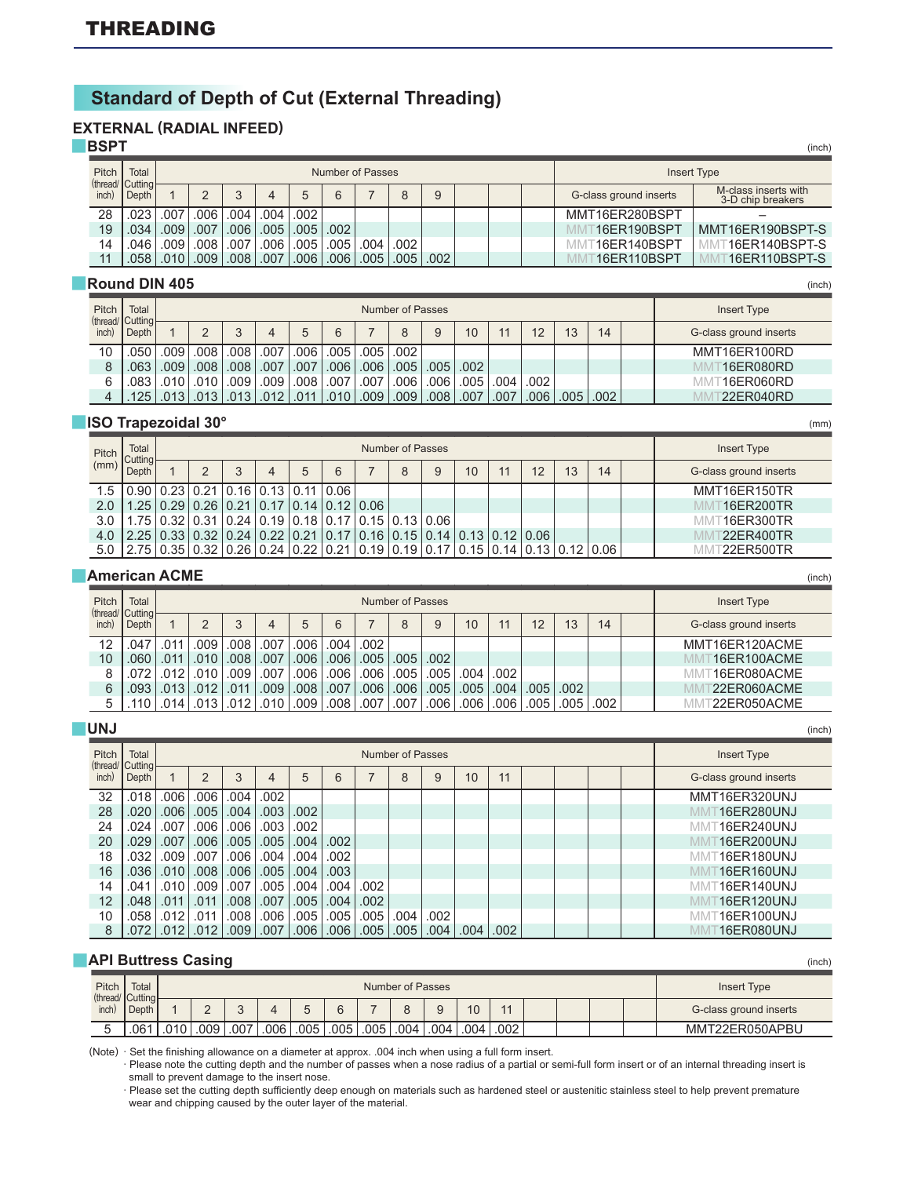# THREADING

## Standard of Depth of Cut (External Threading)

### EXTERNAL (RADIAL INFEED)

#### BSPT

(inch)

| Pitch (thread/ inch) | Total Cutting Depth | Number of Passes | | | | | | | | | | | | Insert Type | |
|---|---|---|---|---|---|---|---|---|---|---|---|---|---|---|---|
| | | 1 | 2 | 3 | 4 | 5 | 6 | 7 | 8 | 9 | | | | G-class ground inserts | M-class inserts with 3-D chip breakers |
| 28 | .023 | .007 | .006 | .004 | .004 | .002 | | | | | | | | MMT16ER280BSPT | – |
| 19 | .034 | .009 | .007 | .006 | .005 | .005 | .002 | | | | | | | MMT16ER190BSPT | MMT16ER190BSPT-S |
| 14 | .046 | .009 | .008 | .007 | .006 | .005 | .005 | .004 | .002 | | | | | MMT16ER140BSPT | MMT16ER140BSPT-S |
| 11 | .058 | .010 | .009 | .008 | .007 | .006 | .006 | .005 | .005 | .002 | | | | MMT16ER110BSPT | MMT16ER110BSPT-S |

#### Round DIN 405

(inch)

| Pitch (thread/ inch) | Total Cutting Depth | Number of Passes | | | | | | | | | | | | | | | Insert Type |
|---|---|---|---|---|---|---|---|---|---|---|---|---|---|---|---|---|---|
| | | 1 | 2 | 3 | 4 | 5 | 6 | 7 | 8 | 9 | 10 | 11 | 12 | 13 | 14 | | G-class ground inserts |
| 10 | .050 | .009 | .008 | .008 | .007 | .006 | .005 | .005 | .002 | | | | | | | | MMT16ER100RD |
| 8 | .063 | .009 | .008 | .008 | .007 | .007 | .006 | .006 | .005 | .005 | .002 | | | | | | MMT16ER080RD |
| 6 | .083 | .010 | .010 | .009 | .009 | .008 | .007 | .007 | .006 | .006 | .005 | .004 | .002 | | | | MMT16ER060RD |
| 4 | .125 | .013 | .013 | .013 | .012 | .011 | .010 | .009 | .009 | .008 | .007 | .007 | .006 | .005 | .002 | | MMT22ER040RD |

#### ISO Trapezoidal 30°

(mm)

| Pitch (mm) | Total Cutting Depth | Number of Passes | | | | | | | | | | | | | | | Insert Type |
|---|---|---|---|---|---|---|---|---|---|---|---|---|---|---|---|---|---|
| | | 1 | 2 | 3 | 4 | 5 | 6 | 7 | 8 | 9 | 10 | 11 | 12 | 13 | 14 | | G-class ground inserts |
| 1.5 | 0.90 | 0.23 | 0.21 | 0.16 | 0.13 | 0.11 | 0.06 | | | | | | | | | | MMT16ER150TR |
| 2.0 | 1.25 | 0.29 | 0.26 | 0.21 | 0.17 | 0.14 | 0.12 | 0.06 | | | | | | | | | MMT16ER200TR |
| 3.0 | 1.75 | 0.32 | 0.31 | 0.24 | 0.19 | 0.18 | 0.17 | 0.15 | 0.13 | 0.06 | | | | | | | MMT16ER300TR |
| 4.0 | 2.25 | 0.33 | 0.32 | 0.24 | 0.22 | 0.21 | 0.17 | 0.16 | 0.15 | 0.14 | 0.13 | 0.12 | 0.06 | | | | MMT22ER400TR |
| 5.0 | 2.75 | 0.35 | 0.32 | 0.26 | 0.24 | 0.22 | 0.21 | 0.19 | 0.19 | 0.17 | 0.15 | 0.14 | 0.13 | 0.12 | 0.06 | | MMT22ER500TR |

#### American ACME

(inch)

| Pitch (thread/ inch) | Total Cutting Depth | Number of Passes | | | | | | | | | | | | | | | Insert Type |
|---|---|---|---|---|---|---|---|---|---|---|---|---|---|---|---|---|---|
| | | 1 | 2 | 3 | 4 | 5 | 6 | 7 | 8 | 9 | 10 | 11 | 12 | 13 | 14 | | G-class ground inserts |
| 12 | .047 | .011 | .009 | .008 | .007 | .006 | .004 | .002 | | | | | | | | | MMT16ER120ACME |
| 10 | .060 | .011 | .010 | .008 | .007 | .006 | .006 | .005 | .005 | .002 | | | | | | | MMT16ER100ACME |
| 8 | .072 | .012 | .010 | .009 | .007 | .006 | .006 | .006 | .005 | .005 | .004 | .002 | | | | | MMT16ER080ACME |
| 6 | .093 | .013 | .012 | .011 | .009 | .008 | .007 | .006 | .006 | .005 | .005 | .004 | .005 | .002 | | | MMT22ER060ACME |
| 5 | .110 | .014 | .013 | .012 | .010 | .009 | .008 | .007 | .007 | .006 | .006 | .006 | .005 | .005 | .002 | | MMT22ER050ACME |

#### UNJ

(inch)

| Pitch (thread/ inch) | Total Cutting Depth | Number of Passes | | | | | | | | | | | | | | | Insert Type |
|---|---|---|---|---|---|---|---|---|---|---|---|---|---|---|---|---|---|
| | | 1 | 2 | 3 | 4 | 5 | 6 | 7 | 8 | 9 | 10 | 11 | | | | | G-class ground inserts |
| 32 | .018 | .006 | .006 | .004 | .002 | | | | | | | | | | | | MMT16ER320UNJ |
| 28 | .020 | .006 | .005 | .004 | .003 | .002 | | | | | | | | | | | MMT16ER280UNJ |
| 24 | .024 | .007 | .006 | .006 | .003 | .002 | | | | | | | | | | | MMT16ER240UNJ |
| 20 | .029 | .007 | .006 | .005 | .005 | .004 | .002 | | | | | | | | | | MMT16ER200UNJ |
| 18 | .032 | .009 | .007 | .006 | .004 | .004 | .002 | | | | | | | | | | MMT16ER180UNJ |
| 16 | .036 | .010 | .008 | .006 | .005 | .004 | .003 | | | | | | | | | | MMT16ER160UNJ |
| 14 | .041 | .010 | .009 | .007 | .005 | .004 | .004 | .002 | | | | | | | | | MMT16ER140UNJ |
| 12 | .048 | .011 | .011 | .008 | .007 | .005 | .004 | .002 | | | | | | | | | MMT16ER120UNJ |
| 10 | .058 | .012 | .011 | .008 | .006 | .005 | .005 | .005 | .004 | .002 | | | | | | | MMT16ER100UNJ |
| 8 | .072 | .012 | .012 | .009 | .007 | .006 | .006 | .005 | .005 | .004 | .004 | .002 | | | | | MMT16ER080UNJ |

#### API Buttress Casing

(inch)

| Pitch (thread/ inch) | Total Cutting Depth | Number of Passes | | | | | | | | | | | | | | | Insert Type |
|---|---|---|---|---|---|---|---|---|---|---|---|---|---|---|---|---|---|
| | | 1 | 2 | 3 | 4 | 5 | 6 | 7 | 8 | 9 | 10 | 11 | | | | | G-class ground inserts |
| 5 | .061 | .010 | .009 | .007 | .006 | .005 | .005 | .005 | .004 | .004 | .004 | .002 | | | | | MMT22ER050APBU |

(Note) · Set the finishing allowance on a diameter at approx. .004 inch when using a full form insert.
· Please note the cutting depth and the number of passes when a nose radius of a partial or semi-full form insert or of an internal threading insert is small to prevent damage to the insert nose.
· Please set the cutting depth sufficiently deep enough on materials such as hardened steel or austenitic stainless steel to help prevent premature wear and chipping caused by the outer layer of the material.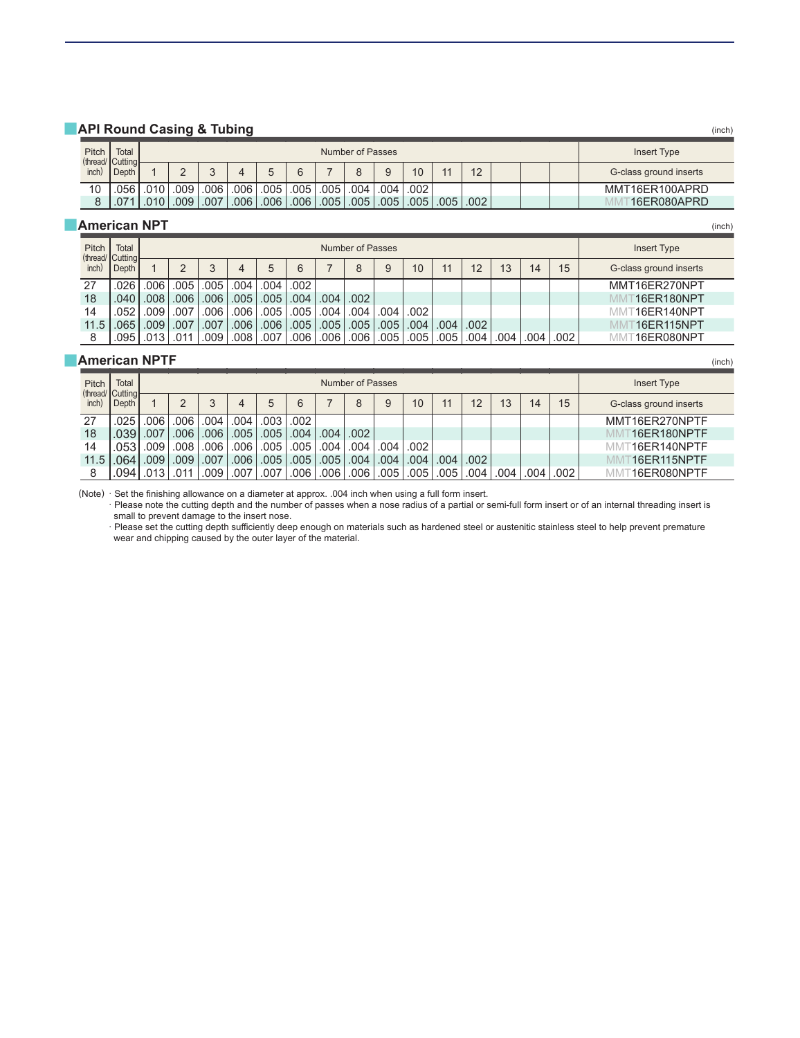## API Round Casing & Tubing

(inch)

| Pitch (thread/ inch) | Total Cutting Depth | Number of Passes | | | | | | | | | | | | | | | Insert Type |
|---|---|---|---|---|---|---|---|---|---|---|---|---|---|---|---|---|---|
| | | 1 | 2 | 3 | 4 | 5 | 6 | 7 | 8 | 9 | 10 | 11 | 12 | | | | G-class ground inserts |
| 10 | .056 | .010 | .009 | .006 | .006 | .005 | .005 | .005 | .004 | .004 | .002 | | | | | | MMT16ER100APRD |
| 8 | .071 | .010 | .009 | .007 | .006 | .006 | .006 | .005 | .005 | .005 | .005 | .005 | .002 | | | | MMT16ER080APRD |

## American NPT

(inch)

| Pitch (thread/ inch) | Total Cutting Depth | Number of Passes | | | | | | | | | | | | | | | Insert Type |
|---|---|---|---|---|---|---|---|---|---|---|---|---|---|---|---|---|---|
| | | 1 | 2 | 3 | 4 | 5 | 6 | 7 | 8 | 9 | 10 | 11 | 12 | 13 | 14 | 15 | G-class ground inserts |
| 27 | .026 | .006 | .005 | .005 | .004 | .004 | .002 | | | | | | | | | | MMT16ER270NPT |
| 18 | .040 | .008 | .006 | .006 | .005 | .005 | .004 | .004 | .002 | | | | | | | | MMT16ER180NPT |
| 14 | .052 | .009 | .007 | .006 | .006 | .005 | .005 | .004 | .004 | .004 | .002 | | | | | | MMT16ER140NPT |
| 11.5 | .065 | .009 | .007 | .007 | .006 | .006 | .005 | .005 | .005 | .005 | .004 | .004 | .002 | | | | MMT16ER115NPT |
| 8 | .095 | .013 | .011 | .009 | .008 | .007 | .006 | .006 | .006 | .005 | .005 | .005 | .004 | .004 | .004 | .002 | MMT16ER080NPT |

## American NPTF

(inch)

| Pitch (thread/ inch) | Total Cutting Depth | Number of Passes | | | | | | | | | | | | | | | Insert Type |
|---|---|---|---|---|---|---|---|---|---|---|---|---|---|---|---|---|---|
| | | 1 | 2 | 3 | 4 | 5 | 6 | 7 | 8 | 9 | 10 | 11 | 12 | 13 | 14 | 15 | G-class ground inserts |
| 27 | .025 | .006 | .006 | .004 | .004 | .003 | .002 | | | | | | | | | | MMT16ER270NPTF |
| 18 | .039 | .007 | .006 | .006 | .005 | .005 | .004 | .004 | .002 | | | | | | | | MMT16ER180NPTF |
| 14 | .053 | .009 | .008 | .006 | .006 | .005 | .005 | .004 | .004 | .004 | .002 | | | | | | MMT16ER140NPTF |
| 11.5 | .064 | .009 | .009 | .007 | .006 | .005 | .005 | .005 | .004 | .004 | .004 | .004 | .002 | | | | MMT16ER115NPTF |
| 8 | .094 | .013 | .011 | .009 | .007 | .007 | .006 | .006 | .006 | .005 | .005 | .005 | .004 | .004 | .004 | .002 | MMT16ER080NPTF |

(Note) · Set the finishing allowance on a diameter at approx. .004 inch when using a full form insert.
· Please note the cutting depth and the number of passes when a nose radius of a partial or semi-full form insert or of an internal threading insert is small to prevent damage to the insert nose.
· Please set the cutting depth sufficiently deep enough on materials such as hardened steel or austenitic stainless steel to help prevent premature wear and chipping caused by the outer layer of the material.